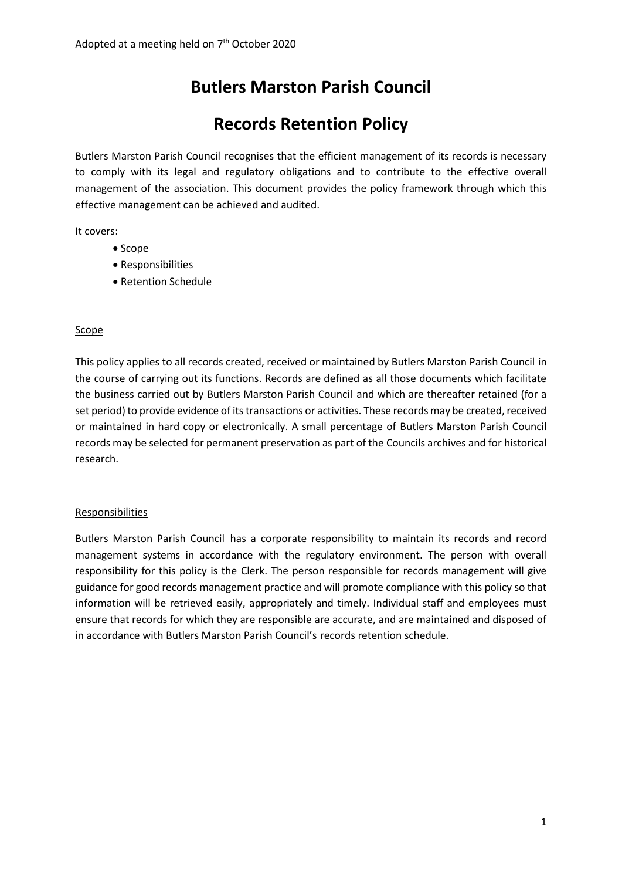Adopted at a meeting held on 7th October 2020

# Butlers Marston Parish Council

# Records Retention Policy

Butlers Marston Parish Council recognises that the efficient management of its records is necessary to comply with its legal and regulatory obligations and to contribute to the effective overall management of the association. This document provides the policy framework through which this effective management can be achieved and audited.

It covers:

- Scope
- Responsibilities
- Retention Schedule

## Scope

This policy applies to all records created, received or maintained by Butlers Marston Parish Council in the course of carrying out its functions. Records are defined as all those documents which facilitate the business carried out by Butlers Marston Parish Council and which are thereafter retained (for a set period) to provide evidence of its transactions or activities. These records may be created, received or maintained in hard copy or electronically. A small percentage of Butlers Marston Parish Council records may be selected for permanent preservation as part of the Councils archives and for historical research.

## Responsibilities

Butlers Marston Parish Council has a corporate responsibility to maintain its records and record management systems in accordance with the regulatory environment. The person with overall responsibility for this policy is the Clerk. The person responsible for records management will give guidance for good records management practice and will promote compliance with this policy so that information will be retrieved easily, appropriately and timely. Individual staff and employees must ensure that records for which they are responsible are accurate, and are maintained and disposed of in accordance with Butlers Marston Parish Council's records retention schedule.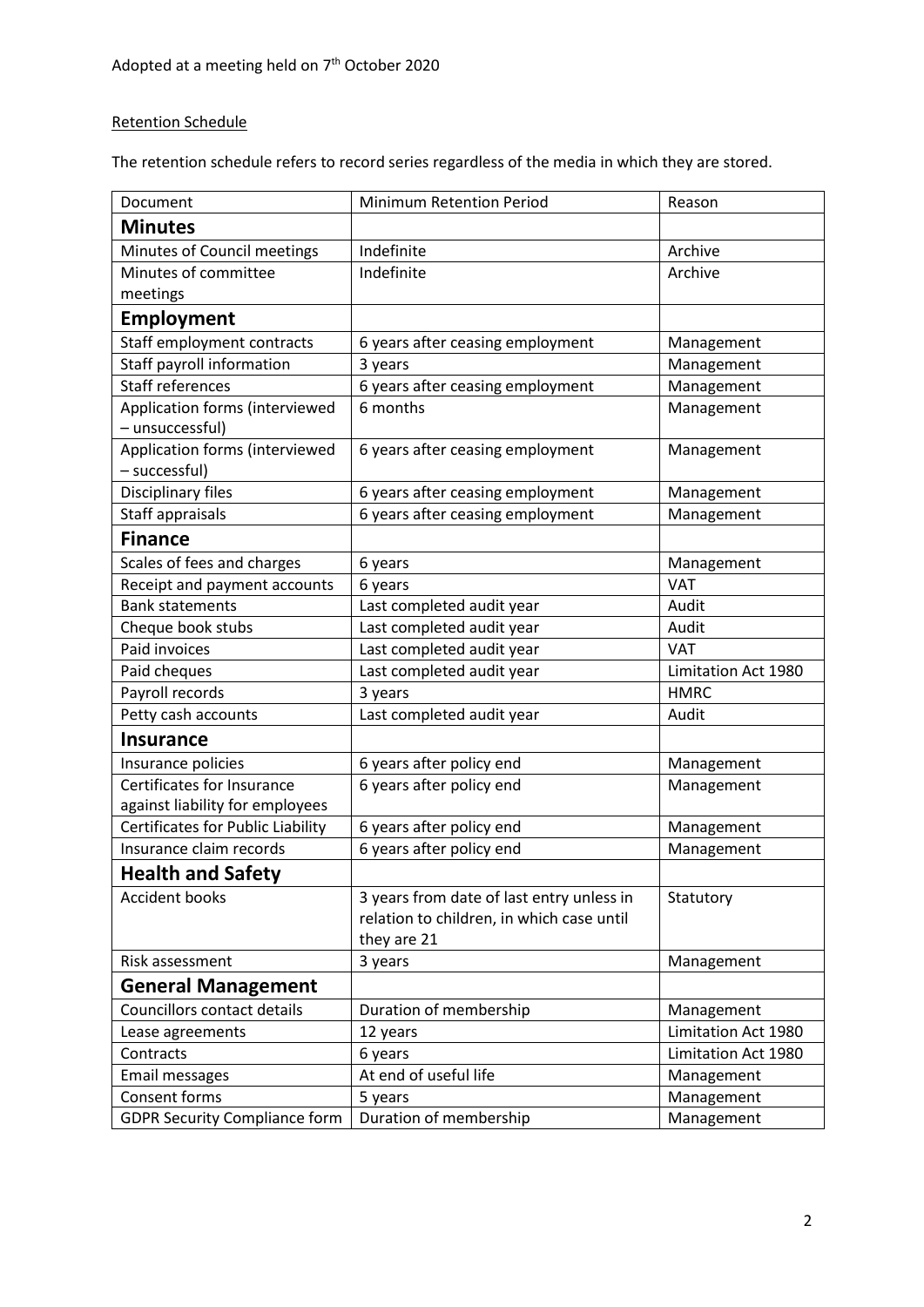Adopted at a meeting held on 7th October 2020

Retention Schedule

The retention schedule refers to record series regardless of the media in which they are stored.

| Document | Minimum Retention Period | Reason |
|---|---|---|
| **Minutes** | | |
| Minutes of Council meetings | Indefinite | Archive |
| Minutes of committee meetings | Indefinite | Archive |
| **Employment** | | |
| Staff employment contracts | 6 years after ceasing employment | Management |
| Staff payroll information | 3 years | Management |
| Staff references | 6 years after ceasing employment | Management |
| Application forms (interviewed – unsuccessful) | 6 months | Management |
| Application forms (interviewed – successful) | 6 years after ceasing employment | Management |
| Disciplinary files | 6 years after ceasing employment | Management |
| Staff appraisals | 6 years after ceasing employment | Management |
| **Finance** | | |
| Scales of fees and charges | 6 years | Management |
| Receipt and payment accounts | 6 years | VAT |
| Bank statements | Last completed audit year | Audit |
| Cheque book stubs | Last completed audit year | Audit |
| Paid invoices | Last completed audit year | VAT |
| Paid cheques | Last completed audit year | Limitation Act 1980 |
| Payroll records | 3 years | HMRC |
| Petty cash accounts | Last completed audit year | Audit |
| **Insurance** | | |
| Insurance policies | 6 years after policy end | Management |
| Certificates for Insurance against liability for employees | 6 years after policy end | Management |
| Certificates for Public Liability | 6 years after policy end | Management |
| Insurance claim records | 6 years after policy end | Management |
| **Health and Safety** | | |
| Accident books | 3 years from date of last entry unless in relation to children, in which case until they are 21 | Statutory |
| Risk assessment | 3 years | Management |
| **General Management** | | |
| Councillors contact details | Duration of membership | Management |
| Lease agreements | 12 years | Limitation Act 1980 |
| Contracts | 6 years | Limitation Act 1980 |
| Email messages | At end of useful life | Management |
| Consent forms | 5 years | Management |
| GDPR Security Compliance form | Duration of membership | Management |